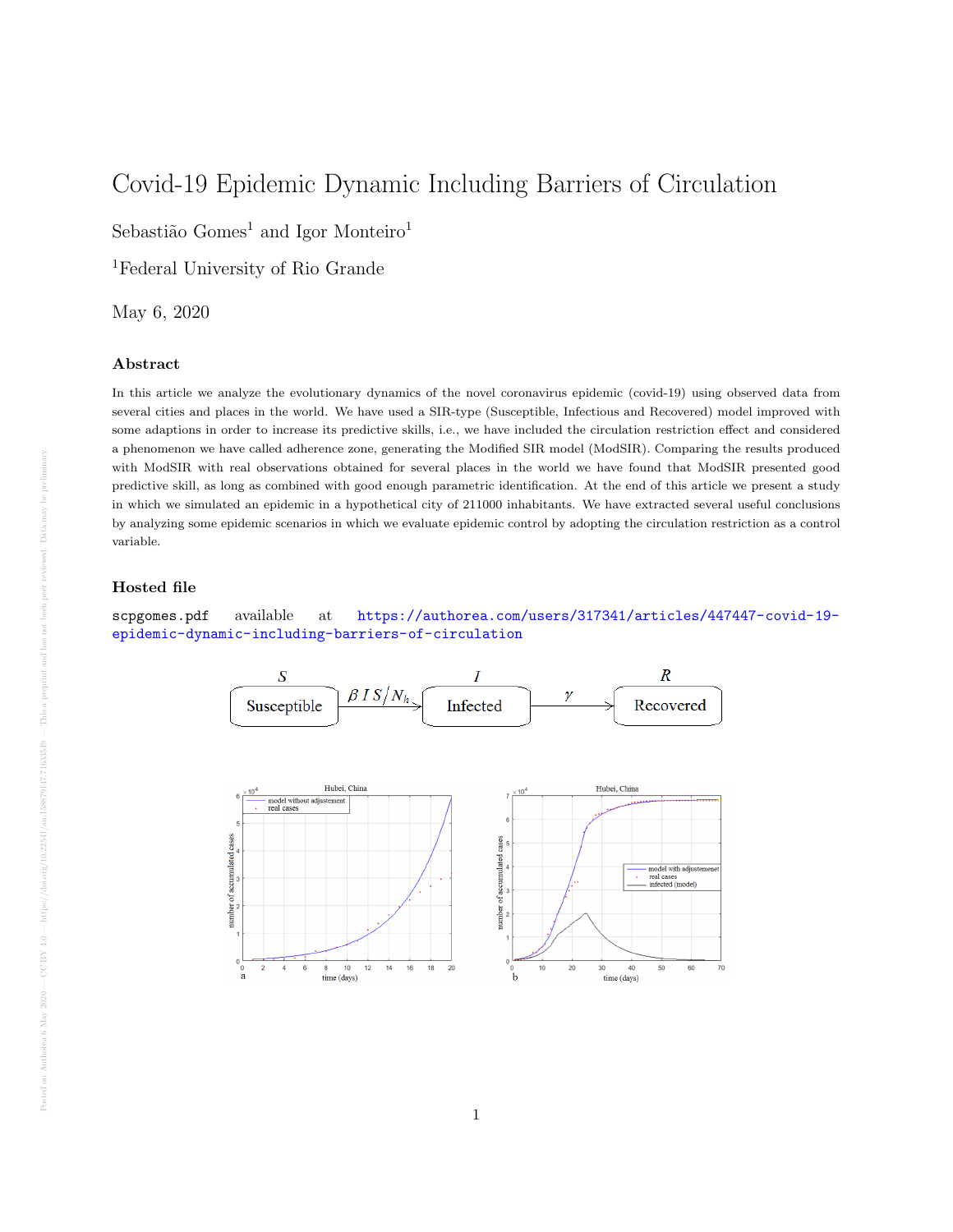# Covid-19 Epidemic Dynamic Including Barriers of Circulation

Sebastião Gomes[1] and Igor Monteiro[1]

[1]Federal University of Rio Grande

May 6, 2020

## Abstract

In this article we analyze the evolutionary dynamics of the novel coronavirus epidemic (covid-19) using observed data from several cities and places in the world. We have used a SIR-type (Susceptible, Infectious and Recovered) model improved with some adaptions in order to increase its predictive skills, i.e., we have included the circulation restriction effect and considered a phenomenon we have called adherence zone, generating the Modified SIR model (ModSIR). Comparing the results produced with ModSIR with real observations obtained for several places in the world we have found that ModSIR presented good predictive skill, as long as combined with good enough parametric identification. At the end of this article we present a study in which we simulated an epidemic in a hypothetical city of 211000 inhabitants. We have extracted several useful conclusions by analyzing some epidemic scenarios in which we evaluate epidemic control by adopting the circulation restriction as a control variable.

## Hosted file

scpgomes.pdf available at https://authorea.com/users/317341/articles/447447-covid-19-epidemic-dynamic-including-barriers-of-circulation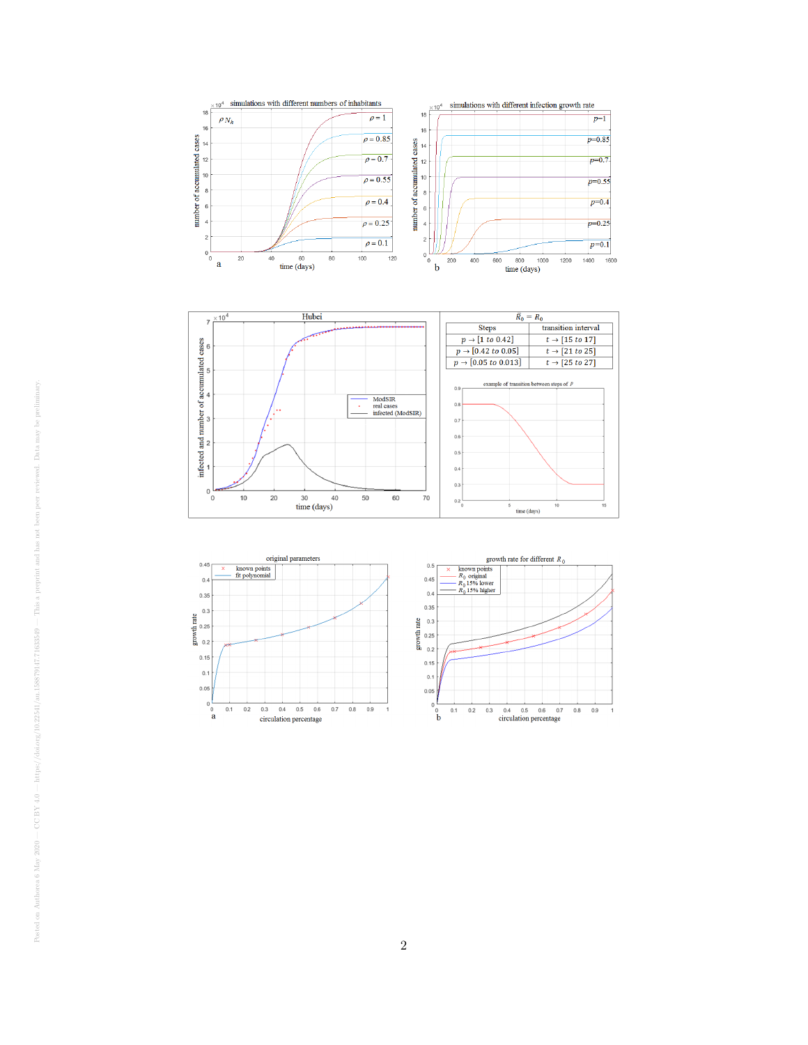$\bar{R}_0 = R_0$

| Steps | transition interval |
|---|---|
| $p \to [1 \ to \ 0.42]$ | $t \to [15 \ to \ 17]$ |
| $p \to [0.42 \ to \ 0.05]$ | $t \to [21 \ to \ 25]$ |
| $p \to [0.05 \ to \ 0.013]$ | $t \to [25 \ to \ 27]$ |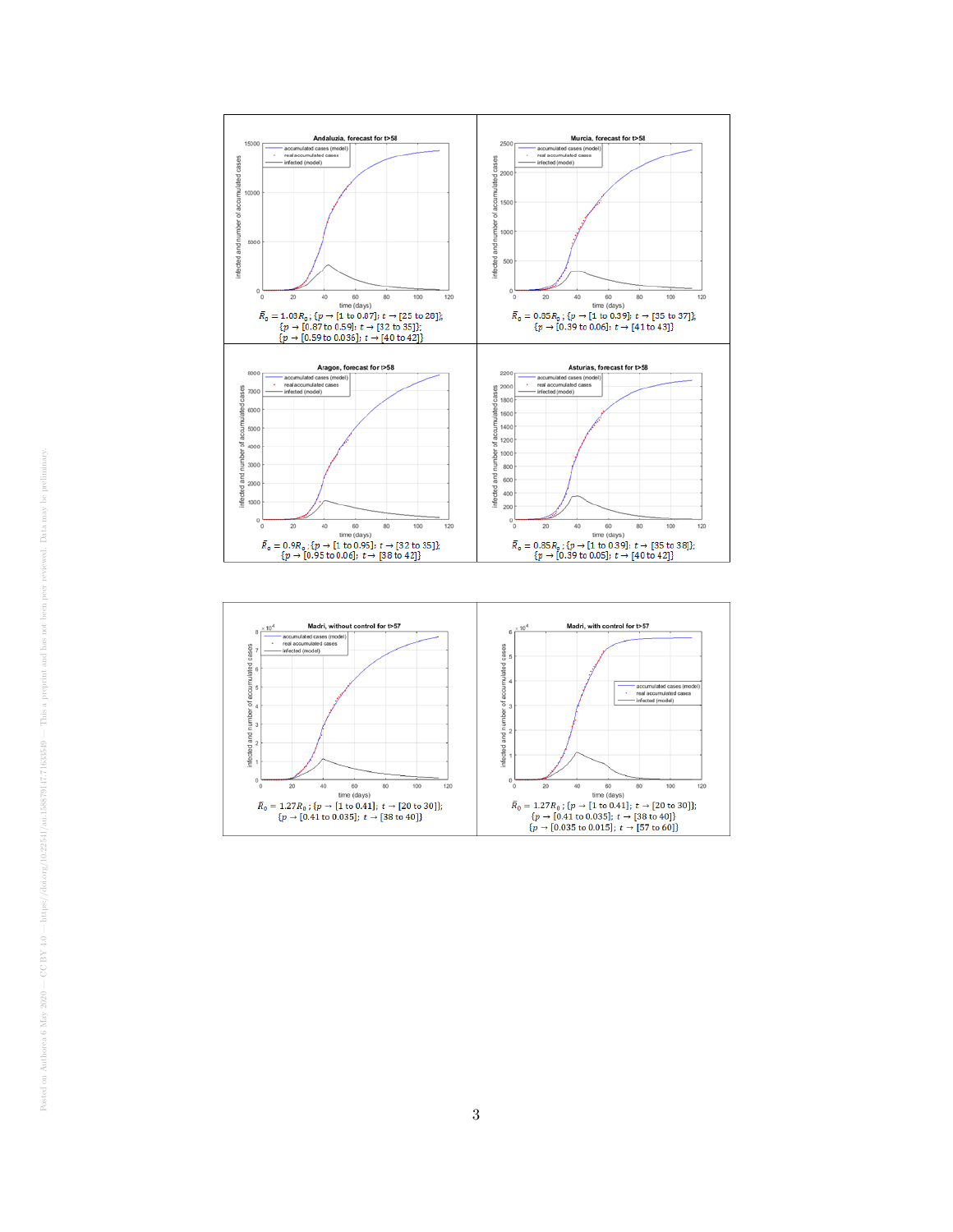**Andaluzia, forecast for t>58**

$\bar{R}_0 = 1.03 R_0$ ; $\{p \to [1 \text{ to } 0.87];\ t \to [25 \text{ to } 28]\}$;
$\{p \to [0.87 \text{ to } 0.59];\ t \to [32 \text{ to } 35]\}$;
$\{p \to [0.59 \text{ to } 0.036];\ t \to [40 \text{ to } 42]\}$

**Murcia, forecast for t>58**

$\bar{R}_0 = 0.85 R_0$ ; $\{p \to [1 \text{ to } 0.39];\ t \to [35 \text{ to } 37]\}$;
$\{p \to [0.39 \text{ to } 0.06];\ t \to [41 \text{ to } 43]\}$

**Aragon, forecast for t>58**

$\bar{R}_0 = 0.9 R_0$ ; $\{p \to [1 \text{ to } 0.95];\ t \to [32 \text{ to } 35]\}$;
$\{p \to [0.95 \text{ to } 0.06];\ t \to [38 \text{ to } 42]\}$

**Asturias, forecast for t>58**

$\bar{R}_0 = 0.85 R_0$ ; $\{p \to [1 \text{ to } 0.39];\ t \to [35 \text{ to } 38]\}$;
$\{p \to [0.39 \text{ to } 0.05];\ t \to [40 \text{ to } 42]\}$

**Madri, without control for t>57**

$\bar{R}_0 = 1.27 R_0$ ; $\{p \to [1 \text{ to } 0.41];\ t \to [20 \text{ to } 30]\}$;
$\{p \to [0.41 \text{ to } 0.035];\ t \to [38 \text{ to } 40]\}$

**Madri, with control for t>57**

$\bar{R}_0 = 1.27 R_0$ ; $\{p \to [1 \text{ to } 0.41];\ t \to [20 \text{ to } 30]\}$;
$\{p \to [0.41 \text{ to } 0.035];\ t \to [38 \text{ to } 40]\}$
$\{p \to [0.035 \text{ to } 0.015];\ t \to [57 \text{ to } 60]\}$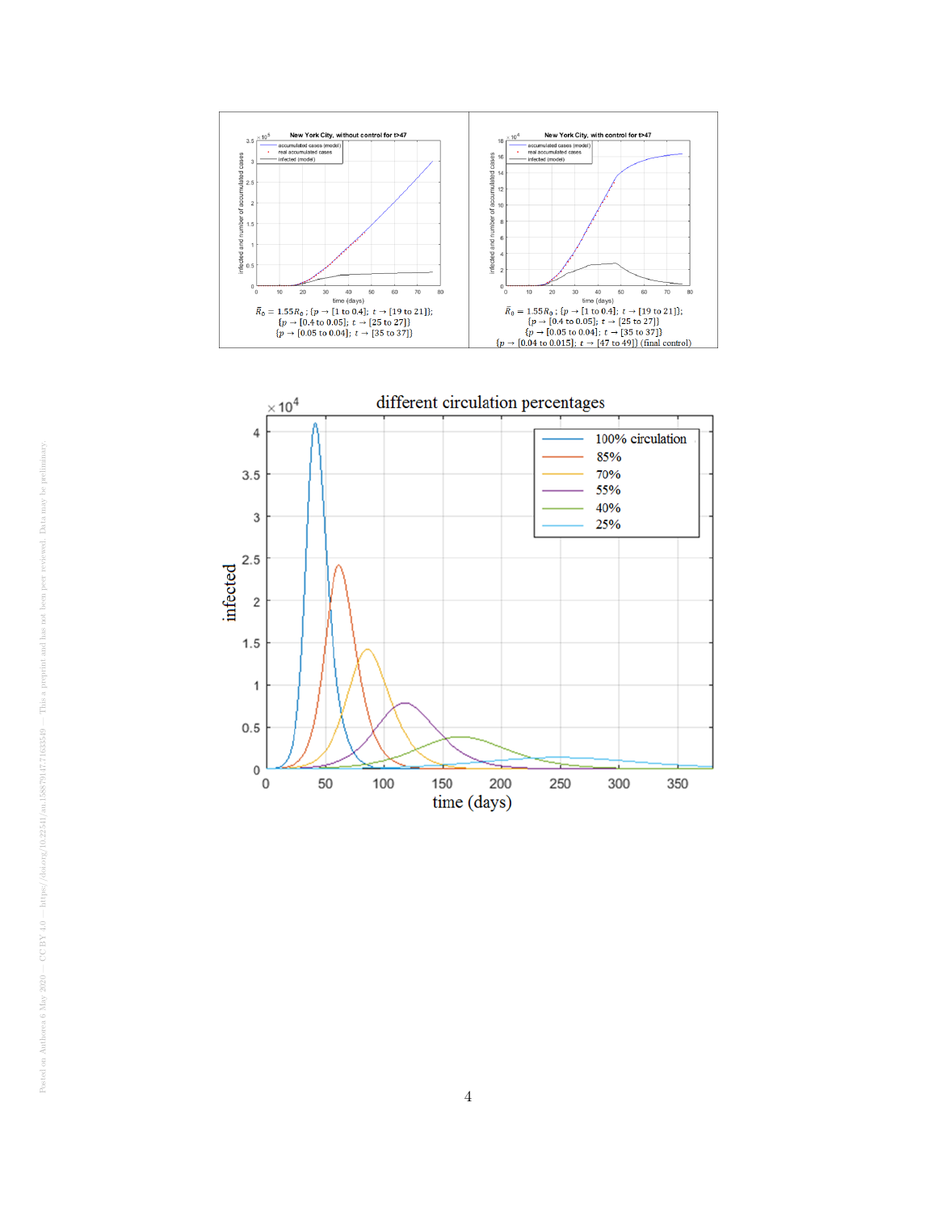$\bar{R}_0 = 1.55 R_0$ ; $\{p \to [1 \text{ to } 0.4];\ t \to [19 \text{ to } 21]\}$;
$\{p \to [0.4 \text{ to } 0.05];\ t \to [25 \text{ to } 27]\}$
$\{p \to [0.05 \text{ to } 0.04];\ t \to [35 \text{ to } 37]\}$

$\bar{R}_0 = 1.55 R_0$ ; $\{p \to [1 \text{ to } 0.4];\ t \to [19 \text{ to } 21]\}$;
$\{p \to [0.4 \text{ to } 0.05];\ t \to [25 \text{ to } 27]\}$
$\{p \to [0.05 \text{ to } 0.04];\ t \to [35 \text{ to } 37]\}$
$\{p \to [0.04 \text{ to } 0.015];\ t \to [47 \text{ to } 49]\}$ (final control)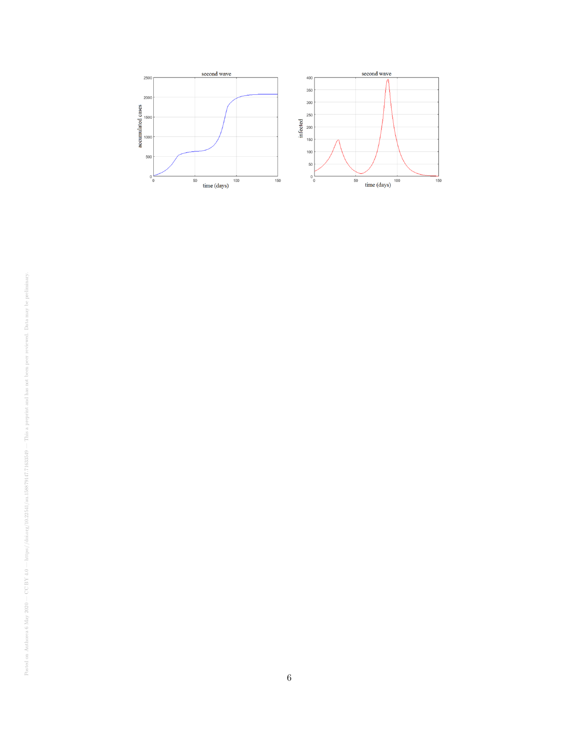second wave

accumulated cases

2500
2000
1500
1000
500
0

0
50
100
150

time (days)

second wave

infected

400
350
300
250
200
150
100
50
0

0
50
100
150

time (days)